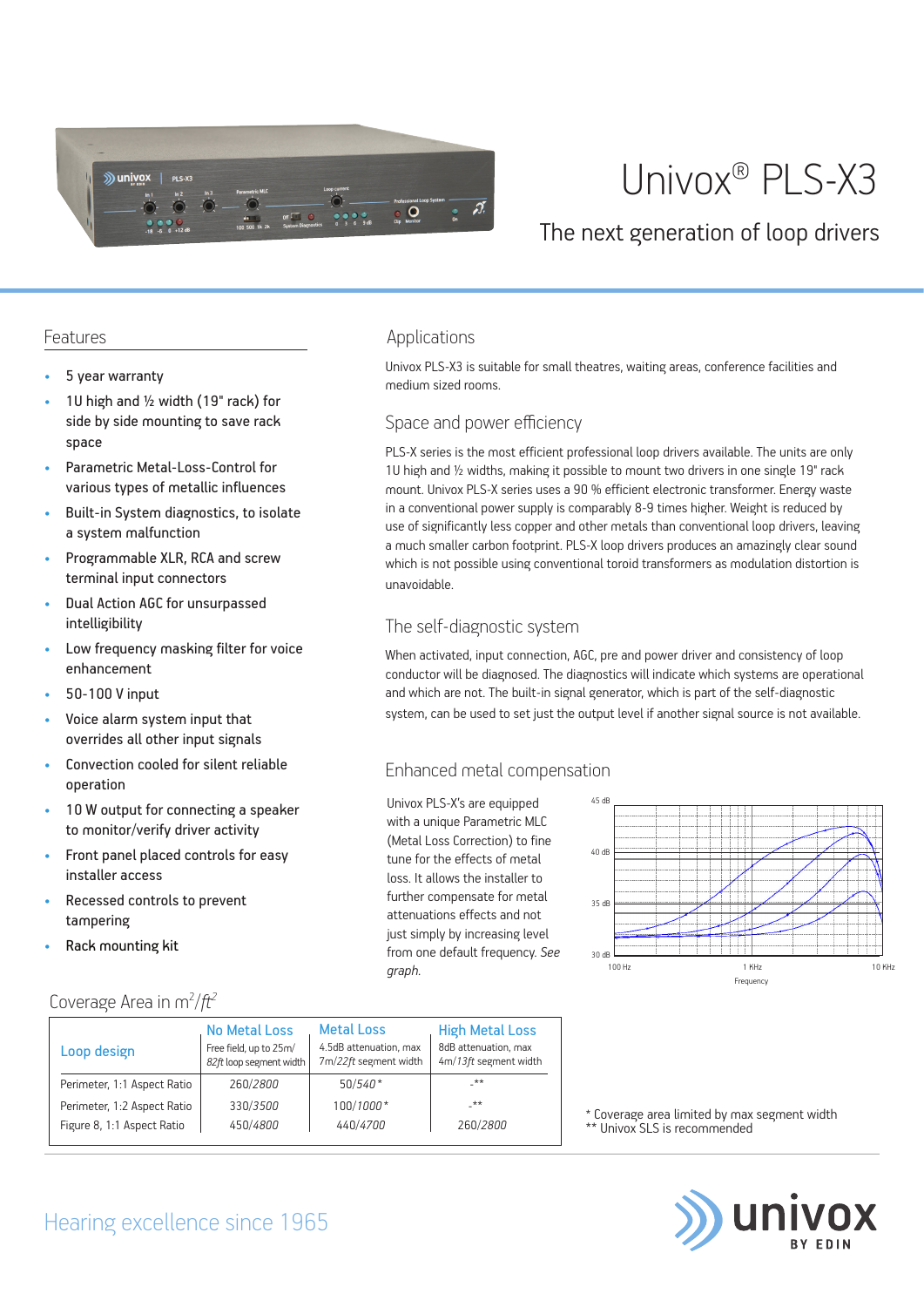# Univox® PLS-X3

## The next generation of loop drivers

## Features

- 5 year warranty
- 1U high and ½ width (19" rack) for side by side mounting to save rack space
- Parametric Metal-Loss-Control for various types of metallic influences
- Built-in System diagnostics, to isolate a system malfunction
- Programmable XLR, RCA and screw terminal input connectors
- Dual Action AGC for unsurpassed intelligibility
- Low frequency masking filter for voice enhancement
- 50-100 V input
- Voice alarm system input that overrides all other input signals
- Convection cooled for silent reliable operation
- 10 W output for connecting a speaker to monitor/verify driver activity
- Front panel placed controls for easy installer access
- Recessed controls to prevent tampering
- Rack mounting kit

## Applications

Univox PLS-X3 is suitable for small theatres, waiting areas, conference facilities and medium sized rooms.

## Space and power efficiency

PLS-X series is the most efficient professional loop drivers available. The units are only 1U high and ½ widths, making it possible to mount two drivers in one single 19" rack mount. Univox PLS-X series uses a 90 % efficient electronic transformer. Energy waste in a conventional power supply is comparably 8-9 times higher. Weight is reduced by use of significantly less copper and other metals than conventional loop drivers, leaving a much smaller carbon footprint. PLS-X loop drivers produces an amazingly clear sound which is not possible using conventional toroid transformers as modulation distortion is unavoidable.

## The self-diagnostic system

When activated, input connection, AGC, pre and power driver and consistency of loop conductor will be diagnosed. The diagnostics will indicate which systems are operational and which are not. The built-in signal generator, which is part of the self-diagnostic system, can be used to set just the output level if another signal source is not available.

## Enhanced metal compensation

Univox PLS-X's are equipped with a unique Parametric MLC (Metal Loss Correction) to fine tune for the effects of metal loss. It allows the installer to further compensate for metal attenuations effects and not just simply by increasing level from one default frequency. *See graph.*

## Coverage Area in m²/*ft²*

| Loop design | No Metal Loss<br>Free field, up to 25m/*82ft* loop segment width | Metal Loss<br>4.5dB attenuation, max 7m/*22ft* segment width | High Metal Loss<br>8dB attenuation, max 4m/*13ft* segment width |
|---|---|---|---|
| Perimeter, 1:1 Aspect Ratio | 260/*2800* | 50/*540\** | -\*\* |
| Perimeter, 1:2 Aspect Ratio | 330/*3500* | 100/*1000\** | -\*\* |
| Figure 8, 1:1 Aspect Ratio | 450/*4800* | 440/*4700* | 260/*2800* |

\* Coverage area limited by max segment width
\*\* Univox SLS is recommended

Hearing excellence since 1965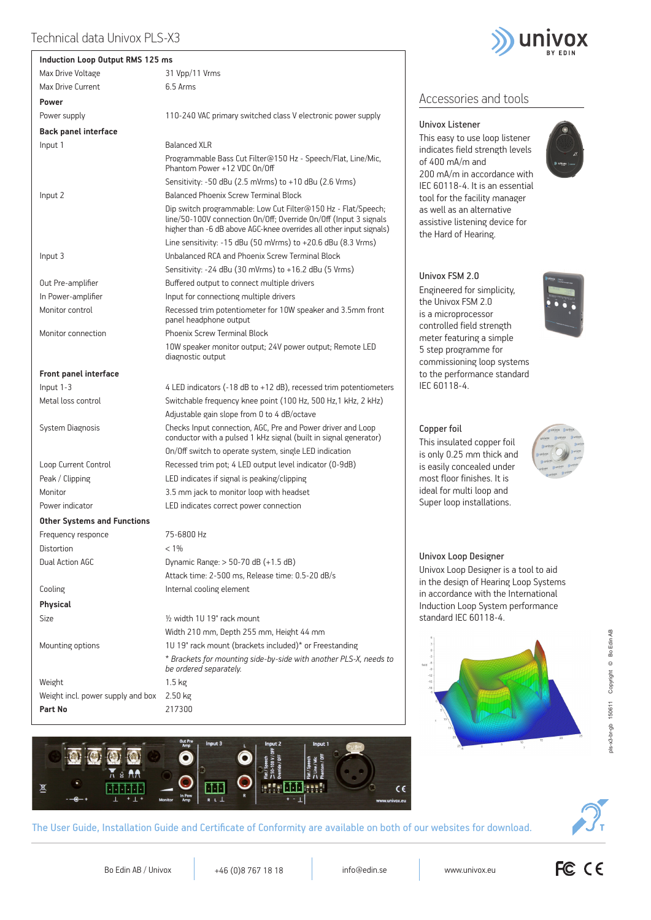# Technical data Univox PLS-X3

| | |
|---|---|
| **Induction Loop Output RMS 125 ms** | |
| Max Drive Voltage | 31 Vpp/11 Vrms |
| Max Drive Current | 6.5 Arms |
| **Power** | |
| Power supply | 110-240 VAC primary switched class V electronic power supply |
| **Back panel interface** | |
| Input 1 | Balanced XLR |
| | Programmable Bass Cut Filter@150 Hz - Speech/Flat, Line/Mic, Phantom Power +12 VDC On/Off |
| | Sensitivity: -50 dBu (2.5 mVrms) to +10 dBu (2.6 Vrms) |
| Input 2 | Balanced Phoenix Screw Terminal Block |
| | Dip switch programmable: Low Cut Filter@150 Hz - Flat/Speech; line/50-100V connection On/Off; Override On/Off (Input 3 signals higher than -6 dB above AGC-knee overrides all other input signals) |
| | Line sensitivity: -15 dBu (50 mVrms) to +20.6 dBu (8.3 Vrms) |
| Input 3 | Unbalanced RCA and Phoenix Screw Terminal Block |
| | Sensitivity: -24 dBu (30 mVrms) to +16.2 dBu (5 Vrms) |
| Out Pre-amplifier | Buffered output to connect multiple drivers |
| In Power-amplifier | Input for connecting multiple drivers |
| Monitor control | Recessed trim potentiometer for 10W speaker and 3.5mm front panel headphone output |
| Monitor connection | Phoenix Screw Terminal Block |
| | 10W speaker monitor output; 24V power output; Remote LED diagnostic output |
| **Front panel interface** | |
| Input 1-3 | 4 LED indicators (-18 dB to +12 dB), recessed trim potentiometers |
| Metal loss control | Switchable frequency knee point (100 Hz, 500 Hz,1 kHz, 2 kHz) |
| | Adjustable gain slope from 0 to 4 dB/octave |
| System Diagnosis | Checks Input connection, AGC, Pre and Power driver and Loop conductor with a pulsed 1 kHz signal (built in signal generator) |
| | On/Off switch to operate system, single LED indication |
| Loop Current Control | Recessed trim pot; 4 LED output level indicator (0-9dB) |
| Peak / Clipping | LED indicates if signal is peaking/clipping |
| Monitor | 3.5 mm jack to monitor loop with headset |
| Power indicator | LED indicates correct power connection |
| **Other Systems and Functions** | |
| Frequency responce | 75-6800 Hz |
| Distortion | < 1% |
| Dual Action AGC | Dynamic Range: > 50-70 dB (+1.5 dB) |
| | Attack time: 2-500 ms, Release time: 0.5-20 dB/s |
| Cooling | Internal cooling element |
| **Physical** | |
| Size | ½ width 1U 19" rack mount |
| | Width 210 mm, Depth 255 mm, Height 44 mm |
| Mounting options | 1U 19" rack mount (brackets included)* or Freestanding |
| | *\* Brackets for mounting side-by-side with another PLS-X, needs to be ordered separately.* |
| Weight | 1.5 kg |
| Weight incl. power supply and box | 2.50 kg |
| **Part No** | 217300 |

## Accessories and tools

### Univox Listener
This easy to use loop listener indicates field strength levels of 400 mA/m and 200 mA/m in accordance with IEC 60118-4. It is an essential tool for the facility manager as well as an alternative assistive listening device for the Hard of Hearing.

### Univox FSM 2.0
Engineered for simplicity, the Univox FSM 2.0 is a microprocessor controlled field strength meter featuring a simple 5 step programme for commissioning loop systems to the performance standard IEC 60118-4.

### Copper foil
This insulated copper foil is only 0.25 mm thick and is easily concealed under most floor finishes. It is ideal for multi loop and Super loop installations.

### Univox Loop Designer
Univox Loop Designer is a tool to aid in the design of Hearing Loop Systems in accordance with the International Induction Loop System performance standard IEC 60118-4.

pls-x3-br-gb 150611 Copyright © Bo Edin AB

The User Guide, Installation Guide and Certificate of Conformity are available on both of our websites for download.

Bo Edin AB / Univox | +46 (0)8 767 18 18 | info@edin.se | www.univox.eu